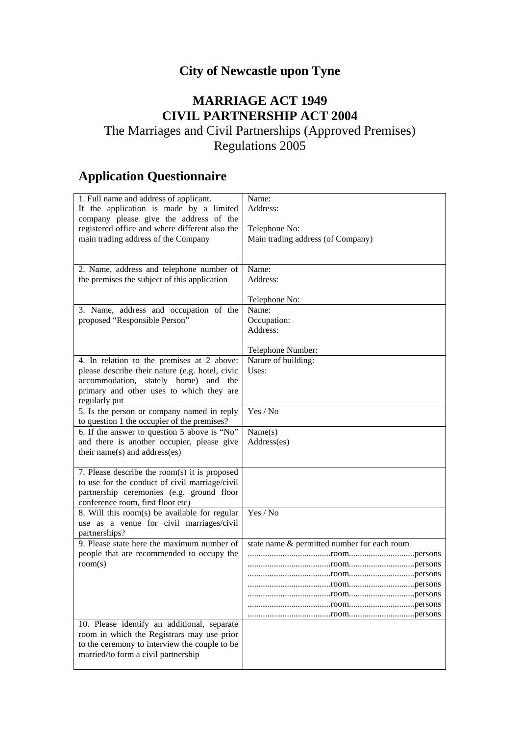# City of Newcastle upon Tyne

## MARRIAGE ACT 1949
## CIVIL PARTNERSHIP ACT 2004

The Marriages and Civil Partnerships (Approved Premises) Regulations 2005

## Application Questionnaire

| | |
|---|---|
| 1. Full name and address of applicant. If the application is made by a limited company please give the address of the registered office and where different also the main trading address of the Company | Name:<br>Address:<br><br>Telephone No:<br>Main trading address (of Company) |
| 2. Name, address and telephone number of the premises the subject of this application | Name:<br>Address:<br><br>Telephone No: |
| 3. Name, address and occupation of the proposed "Responsible Person" | Name:<br>Occupation:<br>Address:<br><br>Telephone Number: |
| 4. In relation to the premises at 2 above: please describe their nature (e.g. hotel, civic accommodation, stately home) and the primary and other uses to which they are regularly put | Nature of building:<br>Uses: |
| 5. Is the person or company named in reply to question 1 the occupier of the premises? | Yes / No |
| 6. If the answer to question 5 above is "No" and there is another occupier, please give their name(s) and address(es) | Name(s)<br>Address(es) |
| 7. Please describe the room(s) it is proposed to use for the conduct of civil marriage/civil partnership ceremonies (e.g. ground floor conference room, first floor etc) | |
| 8. Will this room(s) be available for regular use as a venue for civil marriages/civil partnerships? | Yes / No |
| 9. Please state here the maximum number of people that are recommended to occupy the room(s) | state name & permitted number for each room<br>......................................room..............................persons<br>......................................room..............................persons<br>......................................room..............................persons<br>......................................room..............................persons<br>......................................room..............................persons<br>......................................room..............................persons<br>......................................room..............................persons |
| 10. Please identify an additional, separate room in which the Registrars may use prior to the ceremony to interview the couple to be married/to form a civil partnership | |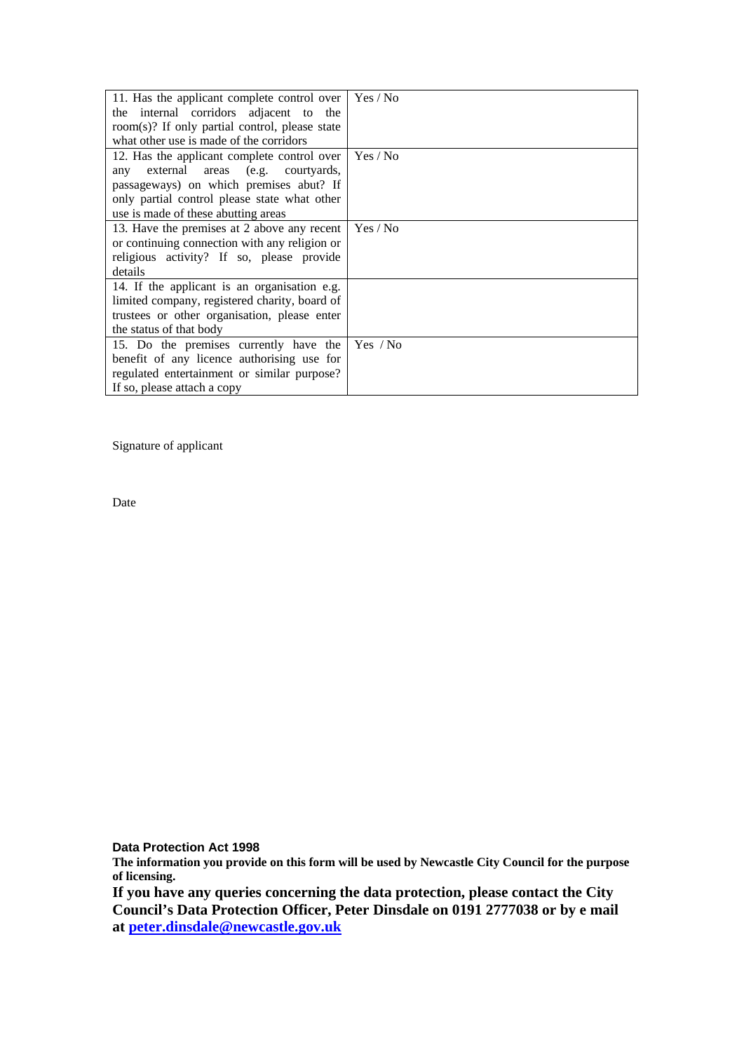| | |
|---|---|
| 11. Has the applicant complete control over the internal corridors adjacent to the room(s)? If only partial control, please state what other use is made of the corridors | Yes / No |
| 12. Has the applicant complete control over any external areas (e.g. courtyards, passageways) on which premises abut? If only partial control please state what other use is made of these abutting areas | Yes / No |
| 13. Have the premises at 2 above any recent or continuing connection with any religion or religious activity? If so, please provide details | Yes / No |
| 14. If the applicant is an organisation e.g. limited company, registered charity, board of trustees or other organisation, please enter the status of that body | |
| 15. Do the premises currently have the benefit of any licence authorising use for regulated entertainment or similar purpose? If so, please attach a copy | Yes / No |

Signature of applicant

Date

**Data Protection Act 1998**

**The information you provide on this form will be used by Newcastle City Council for the purpose of licensing.**

**If you have any queries concerning the data protection, please contact the City Council's Data Protection Officer, Peter Dinsdale on 0191 2777038 or by e mail at [peter.dinsdale@newcastle.gov.uk](mailto:peter.dinsdale@newcastle.gov.uk)**